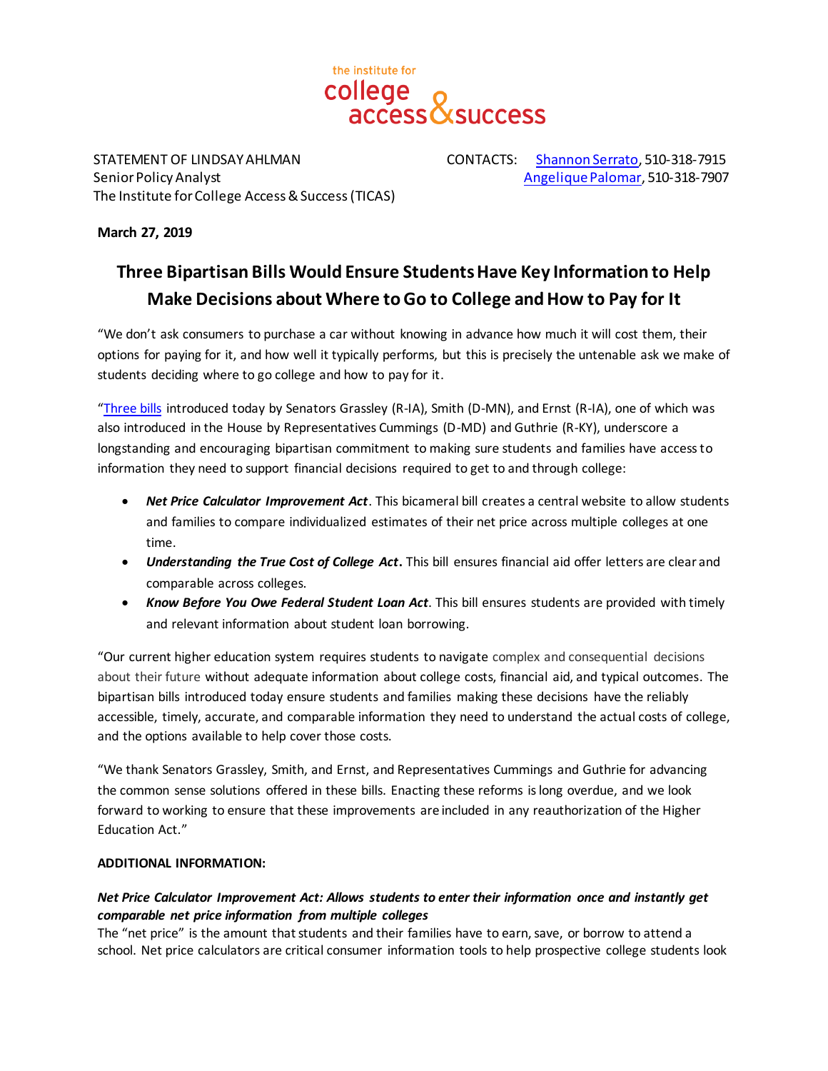the institute for college access & success

STATEMENT OF LINDSAY AHLMAN
Senior Policy Analyst
The Institute for College Access & Success (TICAS)

CONTACTS: Shannon Serrato, 510-318-7915
Angelique Palomar, 510-318-7907

**March 27, 2019**

## Three Bipartisan Bills Would Ensure Students Have Key Information to Help Make Decisions about Where to Go to College and How to Pay for It

"We don't ask consumers to purchase a car without knowing in advance how much it will cost them, their options for paying for it, and how well it typically performs, but this is precisely the untenable ask we make of students deciding where to go college and how to pay for it.

"Three bills introduced today by Senators Grassley (R-IA), Smith (D-MN), and Ernst (R-IA), one of which was also introduced in the House by Representatives Cummings (D-MD) and Guthrie (R-KY), underscore a longstanding and encouraging bipartisan commitment to making sure students and families have access to information they need to support financial decisions required to get to and through college:

- ***Net Price Calculator Improvement Act***. This bicameral bill creates a central website to allow students and families to compare individualized estimates of their net price across multiple colleges at one time.
- ***Understanding the True Cost of College Act***. This bill ensures financial aid offer letters are clear and comparable across colleges.
- ***Know Before You Owe Federal Student Loan Act***. This bill ensures students are provided with timely and relevant information about student loan borrowing.

"Our current higher education system requires students to navigate complex and consequential decisions about their future without adequate information about college costs, financial aid, and typical outcomes. The bipartisan bills introduced today ensure students and families making these decisions have the reliably accessible, timely, accurate, and comparable information they need to understand the actual costs of college, and the options available to help cover those costs.

"We thank Senators Grassley, Smith, and Ernst, and Representatives Cummings and Guthrie for advancing the common sense solutions offered in these bills. Enacting these reforms is long overdue, and we look forward to working to ensure that these improvements are included in any reauthorization of the Higher Education Act."

**ADDITIONAL INFORMATION:**

***Net Price Calculator Improvement Act: Allows students to enter their information once and instantly get comparable net price information from multiple colleges***

The "net price" is the amount that students and their families have to earn, save, or borrow to attend a school. Net price calculators are critical consumer information tools to help prospective college students look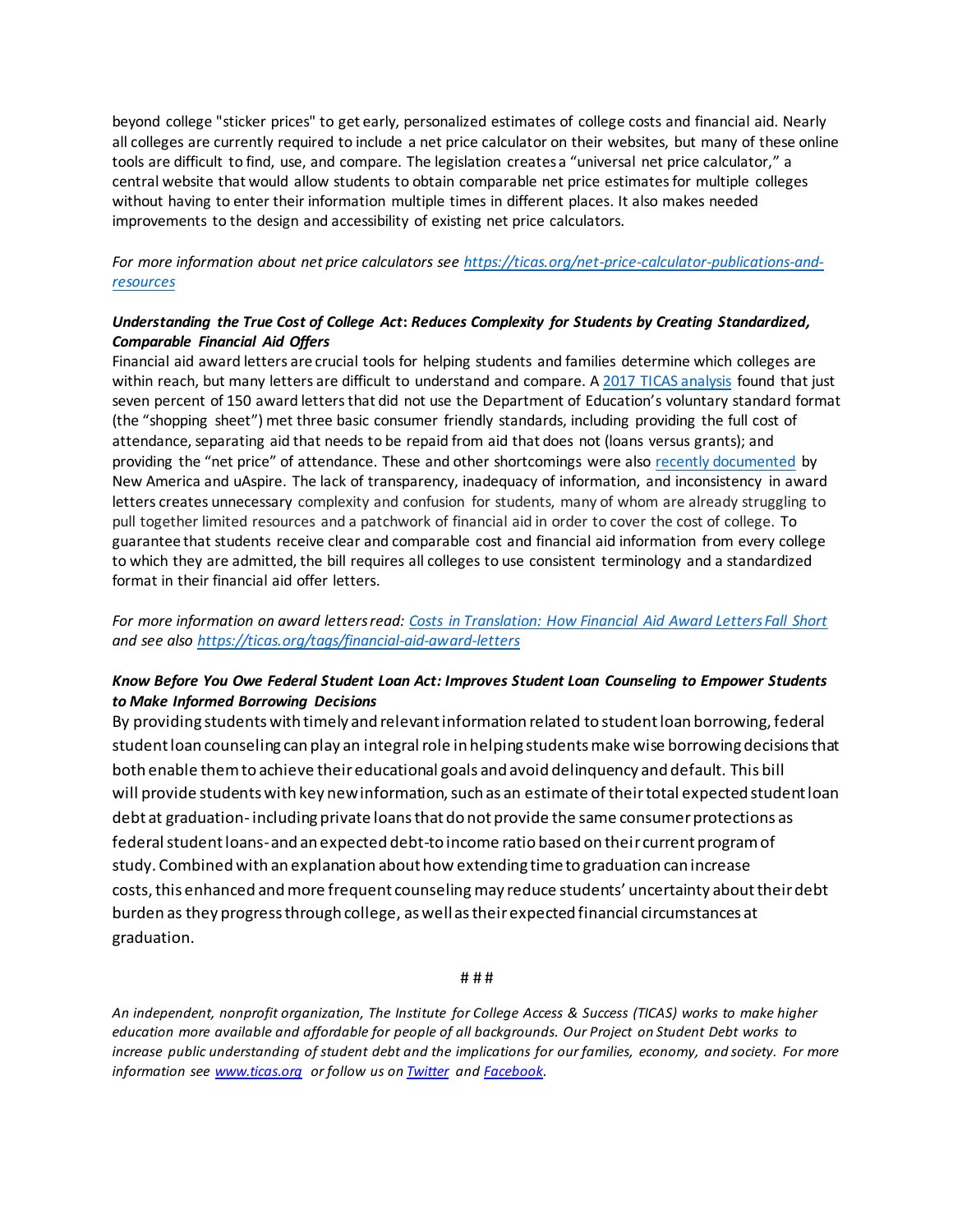beyond college "sticker prices" to get early, personalized estimates of college costs and financial aid. Nearly all colleges are currently required to include a net price calculator on their websites, but many of these online tools are difficult to find, use, and compare. The legislation creates a "universal net price calculator," a central website that would allow students to obtain comparable net price estimates for multiple colleges without having to enter their information multiple times in different places. It also makes needed improvements to the design and accessibility of existing net price calculators.

*For more information about net price calculators see [https://ticas.org/net-price-calculator-publications-and-resources](https://ticas.org/net-price-calculator-publications-and-resources)*

***Understanding the True Cost of College Act*: *Reduces Complexity for Students by Creating Standardized, Comparable Financial Aid Offers***

Financial aid award letters are crucial tools for helping students and families determine which colleges are within reach, but many letters are difficult to understand and compare. A [2017 TICAS analysis](#) found that just seven percent of 150 award letters that did not use the Department of Education's voluntary standard format (the "shopping sheet") met three basic consumer friendly standards, including providing the full cost of attendance, separating aid that needs to be repaid from aid that does not (loans versus grants); and providing the "net price" of attendance. These and other shortcomings were also [recently documented](#) by New America and uAspire. The lack of transparency, inadequacy of information, and inconsistency in award letters creates unnecessary complexity and confusion for students, many of whom are already struggling to pull together limited resources and a patchwork of financial aid in order to cover the cost of college. To guarantee that students receive clear and comparable cost and financial aid information from every college to which they are admitted, the bill requires all colleges to use consistent terminology and a standardized format in their financial aid offer letters.

*For more information on award letters read: [Costs in Translation: How Financial Aid Award Letters Fall Short](#) and see also [https://ticas.org/tags/financial-aid-award-letters](https://ticas.org/tags/financial-aid-award-letters)*

***Know Before You Owe Federal Student Loan Act: Improves Student Loan Counseling to Empower Students to Make Informed Borrowing Decisions***

By providing students with timely and relevant information related to student loan borrowing, federal student loan counseling can play an integral role in helping students make wise borrowing decisions that both enable them to achieve their educational goals and avoid delinquency and default. This bill will provide students with key new information, such as an estimate of their total expected student loan debt at graduation- including private loans that do not provide the same consumer protections as federal student loans- and an expected debt-to income ratio based on their current program of study. Combined with an explanation about how extending time to graduation can increase costs, this enhanced and more frequent counseling may reduce students' uncertainty about their debt burden as they progress through college, as well as their expected financial circumstances at graduation.

# # #

*An independent, nonprofit organization, The Institute for College Access & Success (TICAS) works to make higher education more available and affordable for people of all backgrounds. Our Project on Student Debt works to increase public understanding of student debt and the implications for our families, economy, and society. For more information see [www.ticas.org](http://www.ticas.org) or follow us on [Twitter](#) and [Facebook](#).*